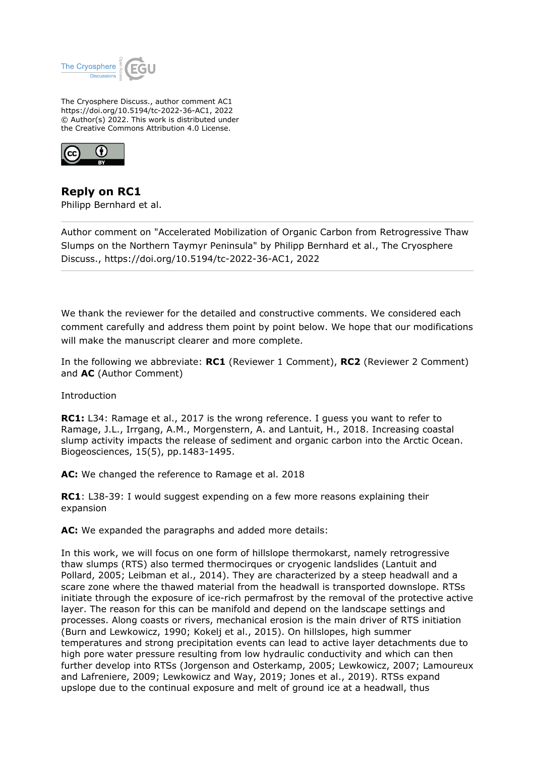The Cryosphere Discuss., author comment AC1
https://doi.org/10.5194/tc-2022-36-AC1, 2022
© Author(s) 2022. This work is distributed under
the Creative Commons Attribution 4.0 License.

# Reply on RC1

Philipp Bernhard et al.

Author comment on "Accelerated Mobilization of Organic Carbon from Retrogressive Thaw Slumps on the Northern Taymyr Peninsula" by Philipp Bernhard et al., The Cryosphere Discuss., https://doi.org/10.5194/tc-2022-36-AC1, 2022

---

We thank the reviewer for the detailed and constructive comments. We considered each comment carefully and address them point by point below. We hope that our modifications will make the manuscript clearer and more complete.

In the following we abbreviate: **RC1** (Reviewer 1 Comment), **RC2** (Reviewer 2 Comment) and **AC** (Author Comment)

Introduction

**RC1:** L34: Ramage et al., 2017 is the wrong reference. I guess you want to refer to Ramage, J.L., Irrgang, A.M., Morgenstern, A. and Lantuit, H., 2018. Increasing coastal slump activity impacts the release of sediment and organic carbon into the Arctic Ocean. Biogeosciences, 15(5), pp.1483-1495.

**AC:** We changed the reference to Ramage et al. 2018

**RC1**: L38-39: I would suggest expending on a few more reasons explaining their expansion

**AC:** We expanded the paragraphs and added more details:

In this work, we will focus on one form of hillslope thermokarst, namely retrogressive thaw slumps (RTS) also termed thermocirques or cryogenic landslides (Lantuit and Pollard, 2005; Leibman et al., 2014). They are characterized by a steep headwall and a scare zone where the thawed material from the headwall is transported downslope. RTSs initiate through the exposure of ice-rich permafrost by the removal of the protective active layer. The reason for this can be manifold and depend on the landscape settings and processes. Along coasts or rivers, mechanical erosion is the main driver of RTS initiation (Burn and Lewkowicz, 1990; Kokelj et al., 2015). On hillslopes, high summer temperatures and strong precipitation events can lead to active layer detachments due to high pore water pressure resulting from low hydraulic conductivity and which can then further develop into RTSs (Jorgenson and Osterkamp, 2005; Lewkowicz, 2007; Lamoureux and Lafreniere, 2009; Lewkowicz and Way, 2019; Jones et al., 2019). RTSs expand upslope due to the continual exposure and melt of ground ice at a headwall, thus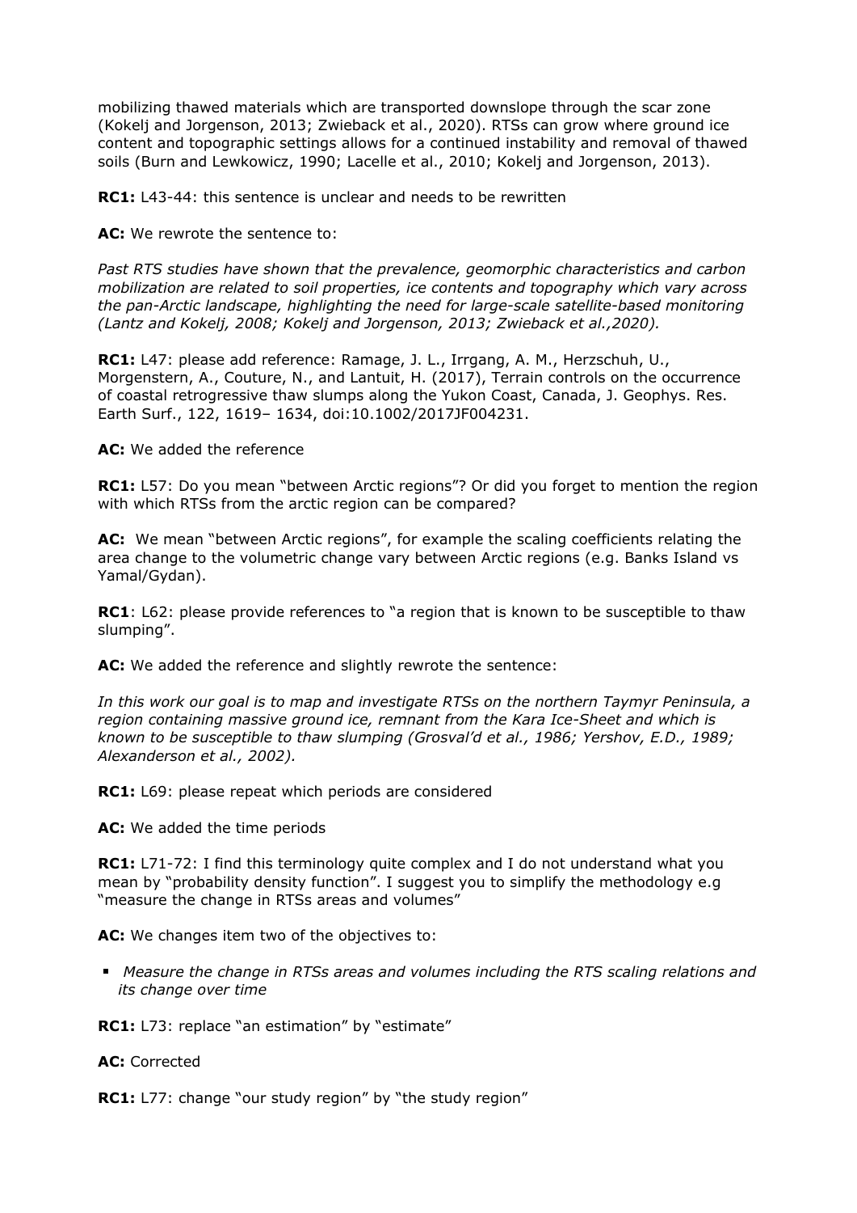mobilizing thawed materials which are transported downslope through the scar zone (Kokelj and Jorgenson, 2013; Zwieback et al., 2020). RTSs can grow where ground ice content and topographic settings allows for a continued instability and removal of thawed soils (Burn and Lewkowicz, 1990; Lacelle et al., 2010; Kokelj and Jorgenson, 2013).

**RC1:** L43-44: this sentence is unclear and needs to be rewritten

**AC:** We rewrote the sentence to:

*Past RTS studies have shown that the prevalence, geomorphic characteristics and carbon mobilization are related to soil properties, ice contents and topography which vary across the pan-Arctic landscape, highlighting the need for large-scale satellite-based monitoring (Lantz and Kokelj, 2008; Kokelj and Jorgenson, 2013; Zwieback et al.,2020).*

**RC1:** L47: please add reference: Ramage, J. L., Irrgang, A. M., Herzschuh, U., Morgenstern, A., Couture, N., and Lantuit, H. (2017), Terrain controls on the occurrence of coastal retrogressive thaw slumps along the Yukon Coast, Canada, J. Geophys. Res. Earth Surf., 122, 1619– 1634, doi:10.1002/2017JF004231.

**AC:** We added the reference

**RC1:** L57: Do you mean "between Arctic regions"? Or did you forget to mention the region with which RTSs from the arctic region can be compared?

**AC:** We mean "between Arctic regions", for example the scaling coefficients relating the area change to the volumetric change vary between Arctic regions (e.g. Banks Island vs Yamal/Gydan).

**RC1**: L62: please provide references to "a region that is known to be susceptible to thaw slumping".

**AC:** We added the reference and slightly rewrote the sentence:

*In this work our goal is to map and investigate RTSs on the northern Taymyr Peninsula, a region containing massive ground ice, remnant from the Kara Ice-Sheet and which is known to be susceptible to thaw slumping (Grosval'd et al., 1986; Yershov, E.D., 1989; Alexanderson et al., 2002).*

**RC1:** L69: please repeat which periods are considered

**AC:** We added the time periods

**RC1:** L71-72: I find this terminology quite complex and I do not understand what you mean by "probability density function". I suggest you to simplify the methodology e.g "measure the change in RTSs areas and volumes"

**AC:** We changes item two of the objectives to:

- *Measure the change in RTSs areas and volumes including the RTS scaling relations and its change over time*

**RC1:** L73: replace "an estimation" by "estimate"

**AC:** Corrected

**RC1:** L77: change "our study region" by "the study region"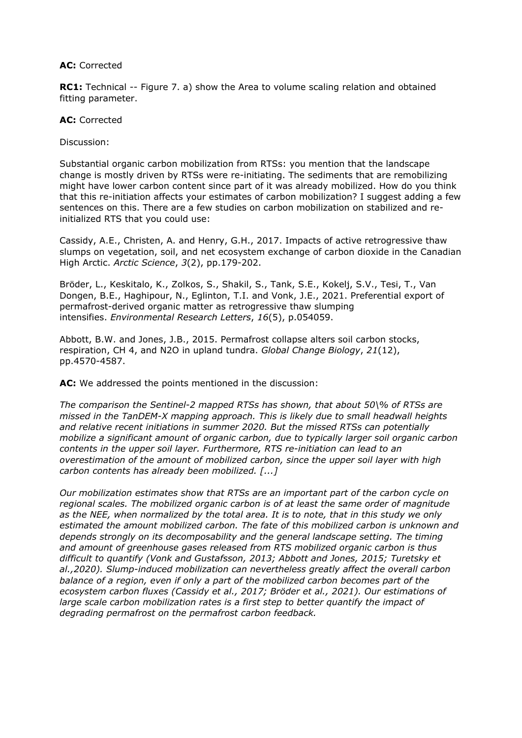**AC:** Corrected

**RC1:** Technical -- Figure 7. a) show the Area to volume scaling relation and obtained fitting parameter.

**AC:** Corrected

Discussion:

Substantial organic carbon mobilization from RTSs: you mention that the landscape change is mostly driven by RTSs were re-initiating. The sediments that are remobilizing might have lower carbon content since part of it was already mobilized. How do you think that this re-initiation affects your estimates of carbon mobilization? I suggest adding a few sentences on this. There are a few studies on carbon mobilization on stabilized and re-initialized RTS that you could use:

Cassidy, A.E., Christen, A. and Henry, G.H., 2017. Impacts of active retrogressive thaw slumps on vegetation, soil, and net ecosystem exchange of carbon dioxide in the Canadian High Arctic. *Arctic Science*, *3*(2), pp.179-202.

Bröder, L., Keskitalo, K., Zolkos, S., Shakil, S., Tank, S.E., Kokelj, S.V., Tesi, T., Van Dongen, B.E., Haghipour, N., Eglinton, T.I. and Vonk, J.E., 2021. Preferential export of permafrost-derived organic matter as retrogressive thaw slumping intensifies. *Environmental Research Letters*, *16*(5), p.054059.

Abbott, B.W. and Jones, J.B., 2015. Permafrost collapse alters soil carbon stocks, respiration, CH 4, and N2O in upland tundra. *Global Change Biology*, *21*(12), pp.4570-4587.

**AC:** We addressed the points mentioned in the discussion:

*The comparison the Sentinel-2 mapped RTSs has shown, that about 50\% of RTSs are missed in the TanDEM-X mapping approach. This is likely due to small headwall heights and relative recent initiations in summer 2020. But the missed RTSs can potentially mobilize a significant amount of organic carbon, due to typically larger soil organic carbon contents in the upper soil layer. Furthermore, RTS re-initiation can lead to an overestimation of the amount of mobilized carbon, since the upper soil layer with high carbon contents has already been mobilized. [...]*

*Our mobilization estimates show that RTSs are an important part of the carbon cycle on regional scales. The mobilized organic carbon is of at least the same order of magnitude as the NEE, when normalized by the total area. It is to note, that in this study we only estimated the amount mobilized carbon. The fate of this mobilized carbon is unknown and depends strongly on its decomposability and the general landscape setting. The timing and amount of greenhouse gases released from RTS mobilized organic carbon is thus difficult to quantify (Vonk and Gustafsson, 2013; Abbott and Jones, 2015; Turetsky et al.,2020). Slump-induced mobilization can nevertheless greatly affect the overall carbon balance of a region, even if only a part of the mobilized carbon becomes part of the ecosystem carbon fluxes (Cassidy et al., 2017; Bröder et al., 2021). Our estimations of large scale carbon mobilization rates is a first step to better quantify the impact of degrading permafrost on the permafrost carbon feedback.*